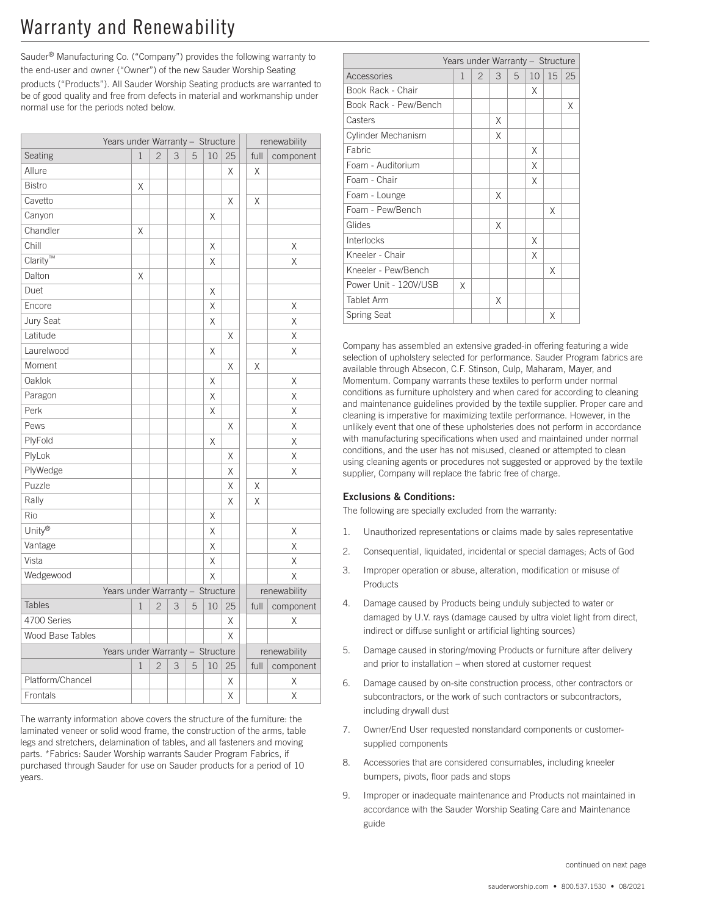# Warranty and Renewability

Sauder® Manufacturing Co. ("Company") provides the following warranty to the end-user and owner ("Owner") of the new Sauder Worship Seating products ("Products"). All Sauder Worship Seating products are warranted to be of good quality and free from defects in material and workmanship under normal use for the periods noted below.

| | Years under Warranty – Structure | | | | | | renewability | |
|---|---|---|---|---|---|---|---|---|
| Seating | 1 | 2 | 3 | 5 | 10 | 25 | full | component |
| Allure | | | | | | X | X | |
| Bistro | X | | | | | | | |
| Cavetto | | | | | | X | X | |
| Canyon | | | | | X | | | |
| Chandler | X | | | | | | | |
| Chill | | | | | X | | | X |
| Clarity™ | | | | | X | | | X |
| Dalton | X | | | | | | | |
| Duet | | | | | X | | | |
| Encore | | | | | X | | | X |
| Jury Seat | | | | | X | | | X |
| Latitude | | | | | | X | | X |
| Laurelwood | | | | | X | | | X |
| Moment | | | | | | X | X | |
| Oaklok | | | | | X | | | X |
| Paragon | | | | | X | | | X |
| Perk | | | | | X | | | X |
| Pews | | | | | | X | | X |
| PlyFold | | | | | X | | | X |
| PlyLok | | | | | | X | | X |
| PlyWedge | | | | | | X | | X |
| Puzzle | | | | | | X | X | |
| Rally | | | | | | X | X | |
| Rio | | | | | X | | | |
| Unity® | | | | | X | | | X |
| Vantage | | | | | X | | | X |
| Vista | | | | | X | | | X |
| Wedgewood | | | | | X | | | X |
| | Years under Warranty – Structure | | | | | | renewability | |
| Tables | 1 | 2 | 3 | 5 | 10 | 25 | full | component |
| 4700 Series | | | | | | X | | X |
| Wood Base Tables | | | | | | X | | |
| | Years under Warranty – Structure | | | | | | renewability | |
| | 1 | 2 | 3 | 5 | 10 | 25 | full | component |
| Platform/Chancel | | | | | | X | | X |
| Frontals | | | | | | X | | X |

The warranty information above covers the structure of the furniture: the laminated veneer or solid wood frame, the construction of the arms, table legs and stretchers, delamination of tables, and all fasteners and moving parts. *Fabrics: Sauder Worship warrants Sauder Program Fabrics, if purchased through Sauder for use on Sauder products for a period of 10 years.

| | Years under Warranty – Structure | | | | | | |
|---|---|---|---|---|---|---|---|
| Accessories | 1 | 2 | 3 | 5 | 10 | 15 | 25 |
| Book Rack - Chair | | | | | X | | |
| Book Rack - Pew/Bench | | | | | | | X |
| Casters | | | X | | | | |
| Cylinder Mechanism | | | X | | | | |
| Fabric | | | | | X | | |
| Foam - Auditorium | | | | | X | | |
| Foam - Chair | | | | | X | | |
| Foam - Lounge | | | X | | | | |
| Foam - Pew/Bench | | | | | | X | |
| Glides | | | X | | | | |
| Interlocks | | | | | X | | |
| Kneeler - Chair | | | | | X | | |
| Kneeler - Pew/Bench | | | | | | X | |
| Power Unit - 120V/USB | X | | | | | | |
| Tablet Arm | | | X | | | | |
| Spring Seat | | | | | | X | |

Company has assembled an extensive graded-in offering featuring a wide selection of upholstery selected for performance. Sauder Program fabrics are available through Absecon, C.F. Stinson, Culp, Maharam, Mayer, and Momentum. Company warrants these textiles to perform under normal conditions as furniture upholstery and when cared for according to cleaning and maintenance guidelines provided by the textile supplier. Proper care and cleaning is imperative for maximizing textile performance. However, in the unlikely event that one of these upholsteries does not perform in accordance with manufacturing specifications when used and maintained under normal conditions, and the user has not misused, cleaned or attempted to clean using cleaning agents or procedures not suggested or approved by the textile supplier, Company will replace the fabric free of charge.

### Exclusions & Conditions:

The following are specially excluded from the warranty:

1. Unauthorized representations or claims made by sales representative
2. Consequential, liquidated, incidental or special damages; Acts of God
3. Improper operation or abuse, alteration, modification or misuse of Products
4. Damage caused by Products being unduly subjected to water or damaged by U.V. rays (damage caused by ultra violet light from direct, indirect or diffuse sunlight or artificial lighting sources)
5. Damage caused in storing/moving Products or furniture after delivery and prior to installation – when stored at customer request
6. Damage caused by on-site construction process, other contractors or subcontractors, or the work of such contractors or subcontractors, including drywall dust
7. Owner/End User requested nonstandard components or customer-supplied components
8. Accessories that are considered consumables, including kneeler bumpers, pivots, floor pads and stops
9. Improper or inadequate maintenance and Products not maintained in accordance with the Sauder Worship Seating Care and Maintenance guide

continued on next page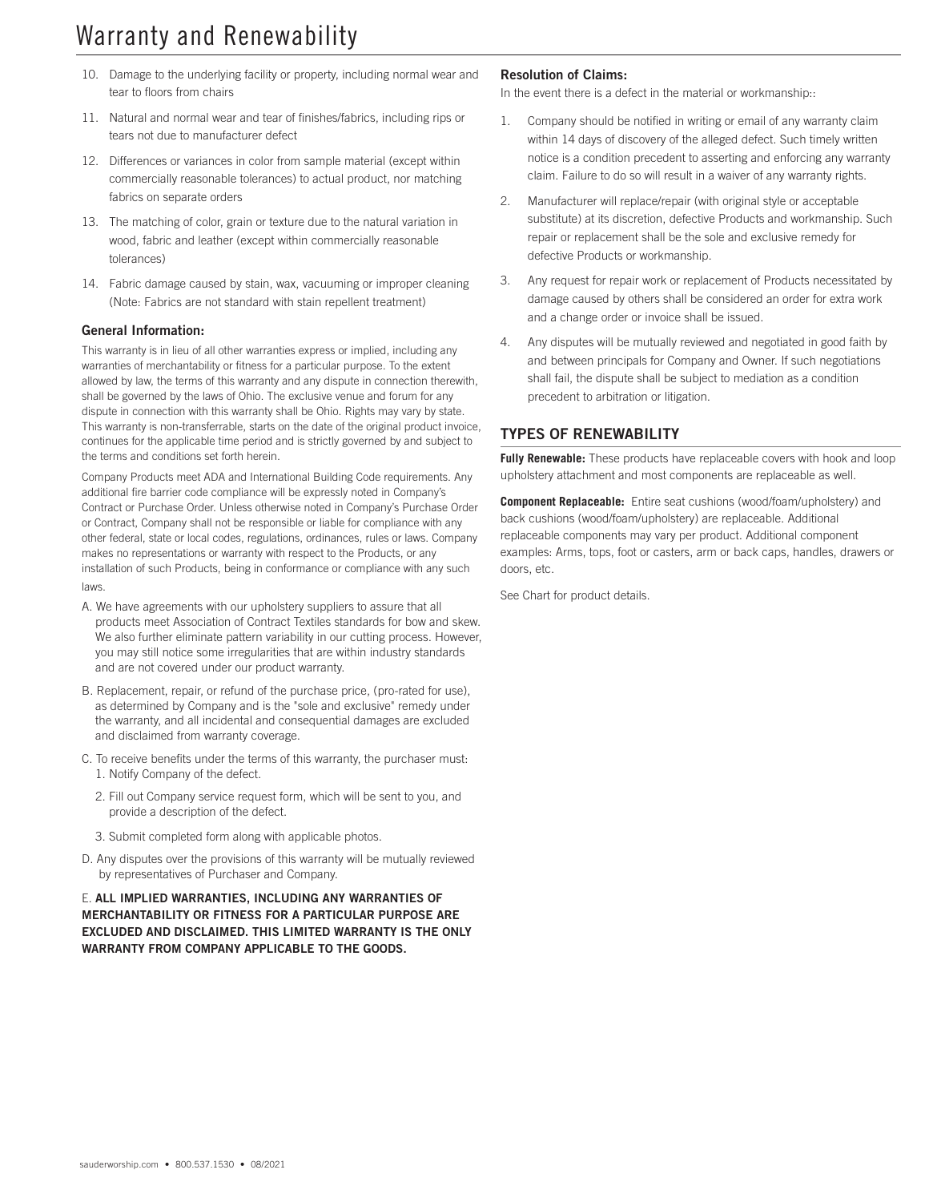# Warranty and Renewability

10. Damage to the underlying facility or property, including normal wear and tear to floors from chairs
11. Natural and normal wear and tear of finishes/fabrics, including rips or tears not due to manufacturer defect
12. Differences or variances in color from sample material (except within commercially reasonable tolerances) to actual product, nor matching fabrics on separate orders
13. The matching of color, grain or texture due to the natural variation in wood, fabric and leather (except within commercially reasonable tolerances)
14. Fabric damage caused by stain, wax, vacuuming or improper cleaning (Note: Fabrics are not standard with stain repellent treatment)

### General Information:

This warranty is in lieu of all other warranties express or implied, including any warranties of merchantability or fitness for a particular purpose. To the extent allowed by law, the terms of this warranty and any dispute in connection therewith, shall be governed by the laws of Ohio. The exclusive venue and forum for any dispute in connection with this warranty shall be Ohio. Rights may vary by state. This warranty is non-transferrable, starts on the date of the original product invoice, continues for the applicable time period and is strictly governed by and subject to the terms and conditions set forth herein.

Company Products meet ADA and International Building Code requirements. Any additional fire barrier code compliance will be expressly noted in Company's Contract or Purchase Order. Unless otherwise noted in Company's Purchase Order or Contract, Company shall not be responsible or liable for compliance with any other federal, state or local codes, regulations, ordinances, rules or laws. Company makes no representations or warranty with respect to the Products, or any installation of such Products, being in conformance or compliance with any such laws.

A. We have agreements with our upholstery suppliers to assure that all products meet Association of Contract Textiles standards for bow and skew. We also further eliminate pattern variability in our cutting process. However, you may still notice some irregularities that are within industry standards and are not covered under our product warranty.

B. Replacement, repair, or refund of the purchase price, (pro-rated for use), as determined by Company and is the "sole and exclusive" remedy under the warranty, and all incidental and consequential damages are excluded and disclaimed from warranty coverage.

C. To receive benefits under the terms of this warranty, the purchaser must:
   1. Notify Company of the defect.
   2. Fill out Company service request form, which will be sent to you, and provide a description of the defect.
   3. Submit completed form along with applicable photos.

D. Any disputes over the provisions of this warranty will be mutually reviewed by representatives of Purchaser and Company.

E. **ALL IMPLIED WARRANTIES, INCLUDING ANY WARRANTIES OF MERCHANTABILITY OR FITNESS FOR A PARTICULAR PURPOSE ARE EXCLUDED AND DISCLAIMED. THIS LIMITED WARRANTY IS THE ONLY WARRANTY FROM COMPANY APPLICABLE TO THE GOODS.**

### Resolution of Claims:

In the event there is a defect in the material or workmanship::

1. Company should be notified in writing or email of any warranty claim within 14 days of discovery of the alleged defect. Such timely written notice is a condition precedent to asserting and enforcing any warranty claim. Failure to do so will result in a waiver of any warranty rights.
2. Manufacturer will replace/repair (with original style or acceptable substitute) at its discretion, defective Products and workmanship. Such repair or replacement shall be the sole and exclusive remedy for defective Products or workmanship.
3. Any request for repair work or replacement of Products necessitated by damage caused by others shall be considered an order for extra work and a change order or invoice shall be issued.
4. Any disputes will be mutually reviewed and negotiated in good faith by and between principals for Company and Owner. If such negotiations shall fail, the dispute shall be subject to mediation as a condition precedent to arbitration or litigation.

## TYPES OF RENEWABILITY

**Fully Renewable:** These products have replaceable covers with hook and loop upholstery attachment and most components are replaceable as well.

**Component Replaceable:** Entire seat cushions (wood/foam/upholstery) and back cushions (wood/foam/upholstery) are replaceable. Additional replaceable components may vary per product. Additional component examples: Arms, tops, foot or casters, arm or back caps, handles, drawers or doors, etc.

See Chart for product details.

sauderworship.com • 800.537.1530 • 08/2021